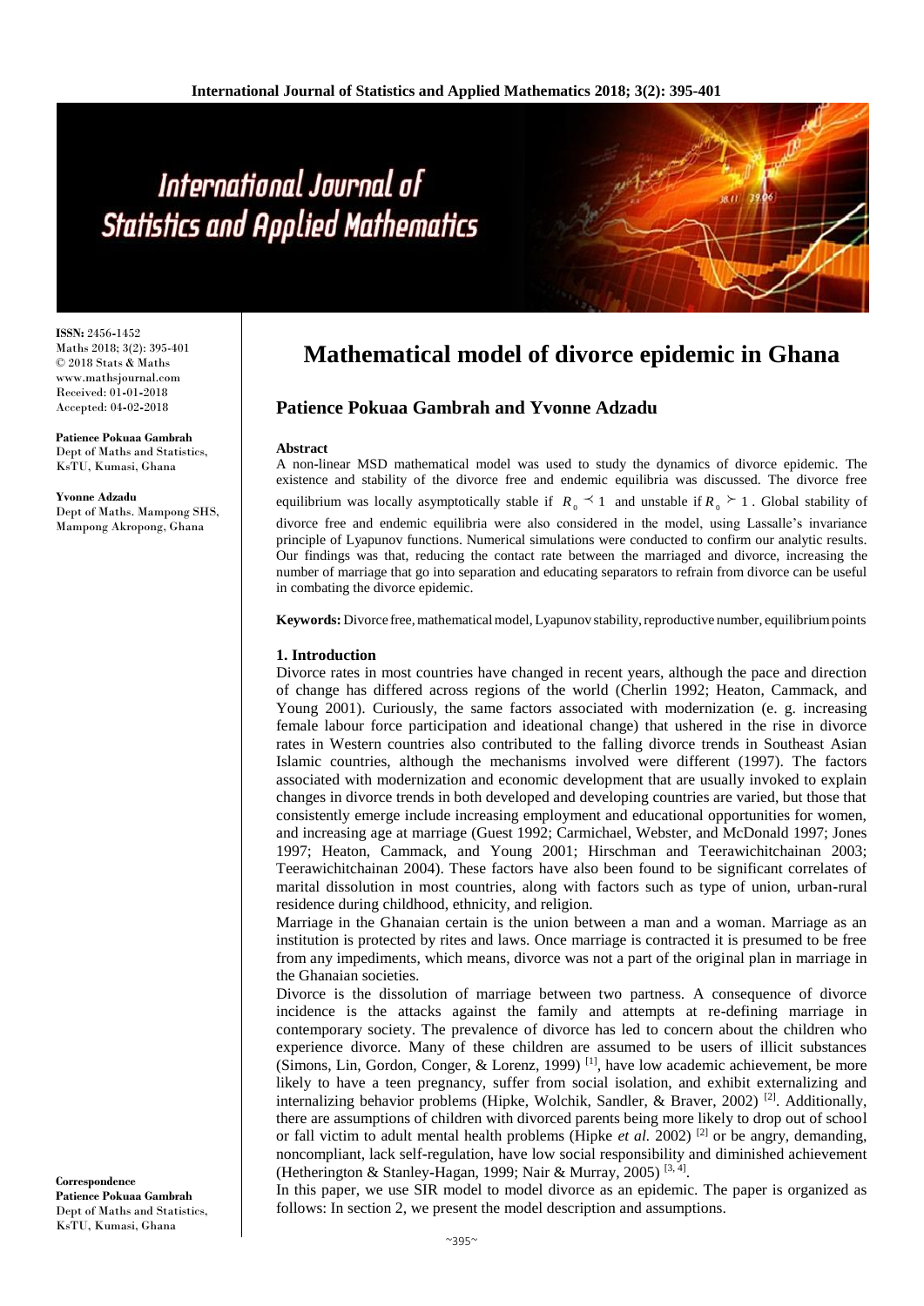# Mathematical model of divorce epidemic in Ghana

**ISSN:** 2456-1452
Maths 2018; 3(2): 395-401
© 2018 Stats & Maths
www.mathsjournal.com
Received: 01-01-2018
Accepted: 04-02-2018

**Patience Pokuaa Gambrah**
Dept of Maths and Statistics, KsTU, Kumasi, Ghana

**Yvonne Adzadu**
Dept of Maths. Mampong SHS, Mampong Akropong, Ghana

**Correspondence**
**Patience Pokuaa Gambrah**
Dept of Maths and Statistics, KsTU, Kumasi, Ghana

## Patience Pokuaa Gambrah and Yvonne Adzadu

**Abstract**

A non-linear MSD mathematical model was used to study the dynamics of divorce epidemic. The existence and stability of the divorce free and endemic equilibria was discussed. The divorce free equilibrium was locally asymptotically stable if $R_0 \prec 1$ and unstable if $R_0 \succ 1$. Global stability of divorce free and endemic equilibria were also considered in the model, using Lassalle's invariance principle of Lyapunov functions. Numerical simulations were conducted to confirm our analytic results. Our findings was that, reducing the contact rate between the marriaged and divorce, increasing the number of marriage that go into separation and educating separators to refrain from divorce can be useful in combating the divorce epidemic.

**Keywords:** Divorce free, mathematical model, Lyapunov stability, reproductive number, equilibrium points

### 1. Introduction

Divorce rates in most countries have changed in recent years, although the pace and direction of change has differed across regions of the world (Cherlin 1992; Heaton, Cammack, and Young 2001). Curiously, the same factors associated with modernization (e. g. increasing female labour force participation and ideational change) that ushered in the rise in divorce rates in Western countries also contributed to the falling divorce trends in Southeast Asian Islamic countries, although the mechanisms involved were different (1997). The factors associated with modernization and economic development that are usually invoked to explain changes in divorce trends in both developed and developing countries are varied, but those that consistently emerge include increasing employment and educational opportunities for women, and increasing age at marriage (Guest 1992; Carmichael, Webster, and McDonald 1997; Jones 1997; Heaton, Cammack, and Young 2001; Hirschman and Teerawichitchainan 2003; Teerawichitchainan 2004). These factors have also been found to be significant correlates of marital dissolution in most countries, along with factors such as type of union, urban-rural residence during childhood, ethnicity, and religion.

Marriage in the Ghanaian certain is the union between a man and a woman. Marriage as an institution is protected by rites and laws. Once marriage is contracted it is presumed to be free from any impediments, which means, divorce was not a part of the original plan in marriage in the Ghanaian societies.

Divorce is the dissolution of marriage between two partness. A consequence of divorce incidence is the attacks against the family and attempts at re-defining marriage in contemporary society. The prevalence of divorce has led to concern about the children who experience divorce. Many of these children are assumed to be users of illicit substances (Simons, Lin, Gordon, Conger, & Lorenz, 1999) [1], have low academic achievement, be more likely to have a teen pregnancy, suffer from social isolation, and exhibit externalizing and internalizing behavior problems (Hipke, Wolchik, Sandler, & Braver, 2002) [2]. Additionally, there are assumptions of children with divorced parents being more likely to drop out of school or fall victim to adult mental health problems (Hipke *et al.* 2002) [2] or be angry, demanding, noncompliant, lack self-regulation, have low social responsibility and diminished achievement (Hetherington & Stanley-Hagan, 1999; Nair & Murray, 2005) [3, 4].

In this paper, we use SIR model to model divorce as an epidemic. The paper is organized as follows: In section 2, we present the model description and assumptions.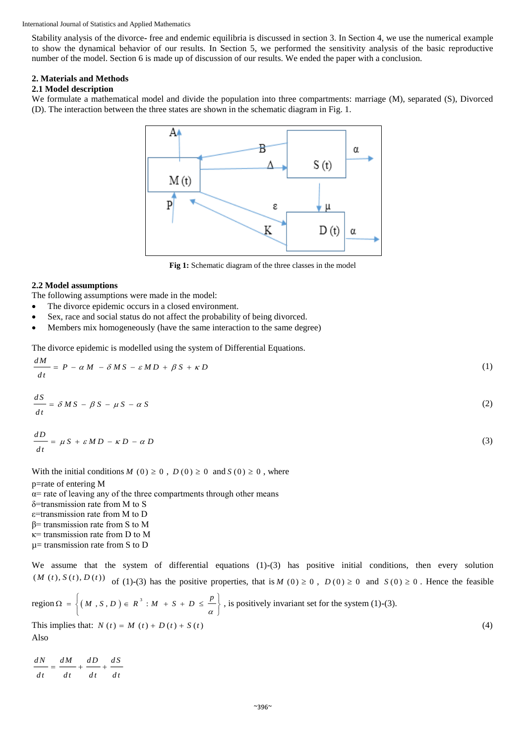Stability analysis of the divorce- free and endemic equilibria is discussed in section 3. In Section 4, we use the numerical example to show the dynamical behavior of our results. In Section 5, we performed the sensitivity analysis of the basic reproductive number of the model. Section 6 is made up of discussion of our results. We ended the paper with a conclusion.

## 2. Materials and Methods

### 2.1 Model description

We formulate a mathematical model and divide the population into three compartments: marriage (M), separated (S), Divorced (D). The interaction between the three states are shown in the schematic diagram in Fig. 1.

**Fig 1:** Schematic diagram of the three classes in the model

### 2.2 Model assumptions

The following assumptions were made in the model:

- The divorce epidemic occurs in a closed environment.
- Sex, race and social status do not affect the probability of being divorced.
- Members mix homogeneously (have the same interaction to the same degree)

The divorce epidemic is modelled using the system of Differential Equations.

$$\frac{dM}{dt} = P - \alpha M - \delta MS - \varepsilon MD + \beta S + \kappa D \tag{1}$$

$$\frac{dS}{dt} = \delta MS - \beta S - \mu S - \alpha S \tag{2}$$

$$\frac{dD}{dt} = \mu S + \varepsilon MD - \kappa D - \alpha D \tag{3}$$

With the initial conditions $M(0) \geq 0$, $D(0) \geq 0$ and $S(0) \geq 0$, where

p=rate of entering M
α= rate of leaving any of the three compartments through other means
δ=transmission rate from M to S
ε=transmission rate from M to D
β= transmission rate from S to M
κ= transmission rate from D to M
μ= transmission rate from S to D

We assume that the system of differential equations (1)-(3) has positive initial conditions, then every solution $(M(t), S(t), D(t))$ of (1)-(3) has the positive properties, that is $M(0) \geq 0$, $D(0) \geq 0$ and $S(0) \geq 0$. Hence the feasible region $\Omega = \left\{ (M, S, D) \in R^3 : M + S + D \leq \frac{p}{\alpha} \right\}$, is positively invariant set for the system (1)-(3).

This implies that: $N(t) = M(t) + D(t) + S(t)$ (4)

Also

$$\frac{dN}{dt} = \frac{dM}{dt} + \frac{dD}{dt} + \frac{dS}{dt}$$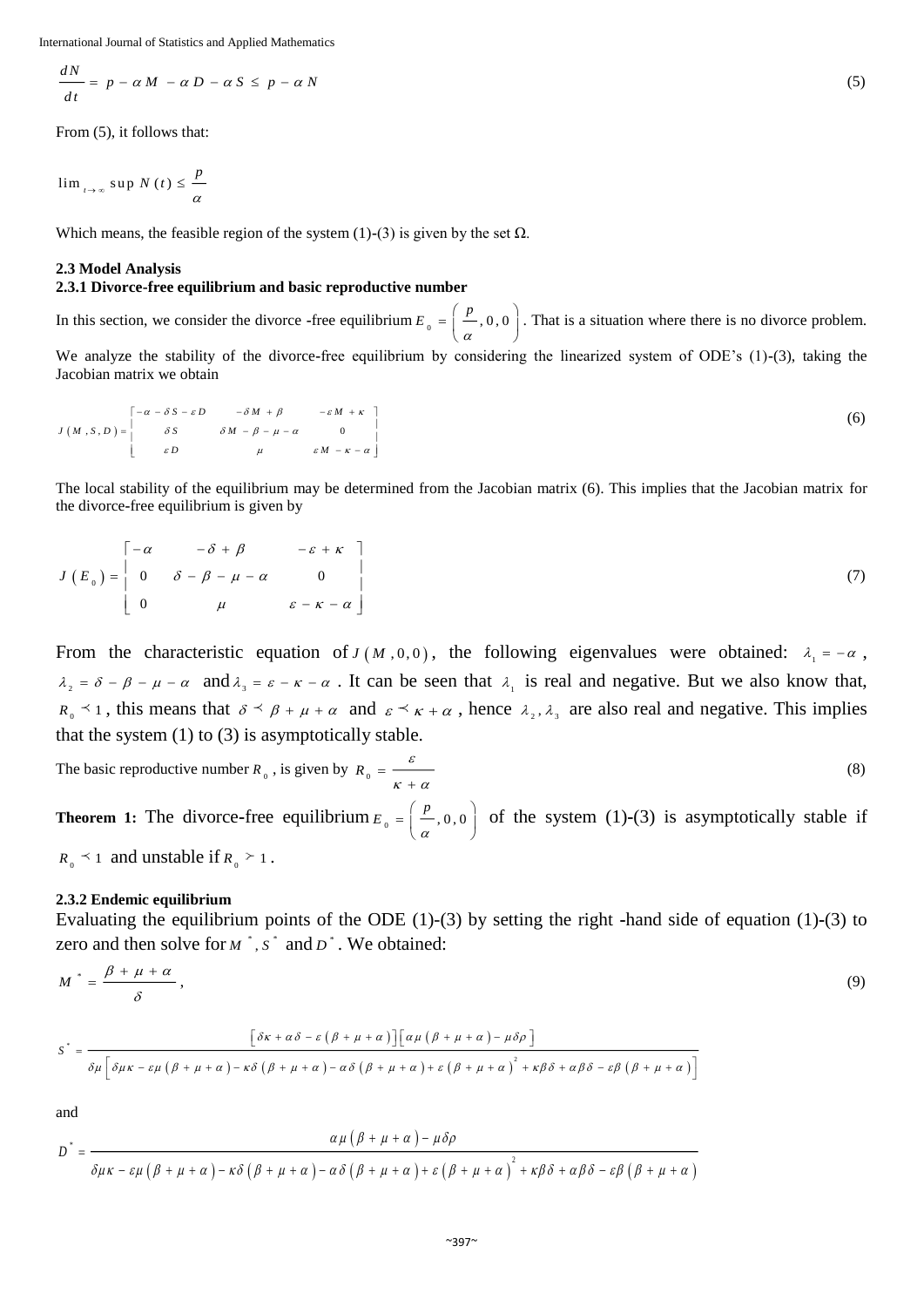$$\frac{dN}{dt} = p - \alpha M - \alpha D - \alpha S \leq p - \alpha N \tag{5}$$

From (5), it follows that:

$$\lim_{t \to \infty} \sup N(t) \leq \frac{p}{\alpha}$$

Which means, the feasible region of the system (1)-(3) is given by the set $\Omega$.

### 2.3 Model Analysis

#### 2.3.1 Divorce-free equilibrium and basic reproductive number

In this section, we consider the divorce -free equilibrium $E_0 = \left(\frac{p}{\alpha}, 0, 0\right)$. That is a situation where there is no divorce problem.

We analyze the stability of the divorce-free equilibrium by considering the linearized system of ODE's (1)-(3), taking the Jacobian matrix we obtain

$$J(M,S,D) = \begin{bmatrix} -\alpha - \delta S - \varepsilon D & -\delta M + \beta & -\varepsilon M + \kappa \\ \delta S & \delta M - \beta - \mu - \alpha & 0 \\ \varepsilon D & \mu & \varepsilon M - \kappa - \alpha \end{bmatrix} \tag{6}$$

The local stability of the equilibrium may be determined from the Jacobian matrix (6). This implies that the Jacobian matrix for the divorce-free equilibrium is given by

$$J(E_0) = \begin{bmatrix} -\alpha & -\delta + \beta & -\varepsilon + \kappa \\ 0 & \delta - \beta - \mu - \alpha & 0 \\ 0 & \mu & \varepsilon - \kappa - \alpha \end{bmatrix} \tag{7}$$

From the characteristic equation of $J(M,0,0)$, the following eigenvalues were obtained: $\lambda_1 = -\alpha$, $\lambda_2 = \delta - \beta - \mu - \alpha$ and $\lambda_3 = \varepsilon - \kappa - \alpha$. It can be seen that $\lambda_1$ is real and negative. But we also know that, $R_0 \prec 1$, this means that $\delta \prec \beta + \mu + \alpha$ and $\varepsilon \prec \kappa + \alpha$, hence $\lambda_2, \lambda_3$ are also real and negative. This implies that the system (1) to (3) is asymptotically stable.

The basic reproductive number $R_0$, is given by $R_0 = \dfrac{\varepsilon}{\kappa + \alpha}$ (8)

**Theorem 1:** The divorce-free equilibrium $E_0 = \left(\frac{p}{\alpha}, 0, 0\right)$ of the system (1)-(3) is asymptotically stable if $R_0 \prec 1$ and unstable if $R_0 \succ 1$.

#### 2.3.2 Endemic equilibrium

Evaluating the equilibrium points of the ODE (1)-(3) by setting the right -hand side of equation (1)-(3) to zero and then solve for $M^*, S^*$ and $D^*$. We obtained:

$$M^* = \frac{\beta + \mu + \alpha}{\delta}, \tag{9}$$

$$S^* = \frac{\left[\delta\kappa + \alpha\delta - \varepsilon(\beta + \mu + \alpha)\right]\left[\alpha\mu(\beta + \mu + \alpha) - \mu\delta\rho\right]}{\delta\mu\left[\delta\mu\kappa - \varepsilon\mu(\beta + \mu + \alpha) - \kappa\delta(\beta + \mu + \alpha) - \alpha\delta(\beta + \mu + \alpha) + \varepsilon(\beta + \mu + \alpha)^2 + \kappa\beta\delta + \alpha\beta\delta - \varepsilon\beta(\beta + \mu + \alpha)\right]}$$

and

$$D^* = \frac{\alpha\mu(\beta + \mu + \alpha) - \mu\delta\rho}{\delta\mu\kappa - \varepsilon\mu(\beta + \mu + \alpha) - \kappa\delta(\beta + \mu + \alpha) - \alpha\delta(\beta + \mu + \alpha) + \varepsilon(\beta + \mu + \alpha)^2 + \kappa\beta\delta + \alpha\beta\delta - \varepsilon\beta(\beta + \mu + \alpha)}$$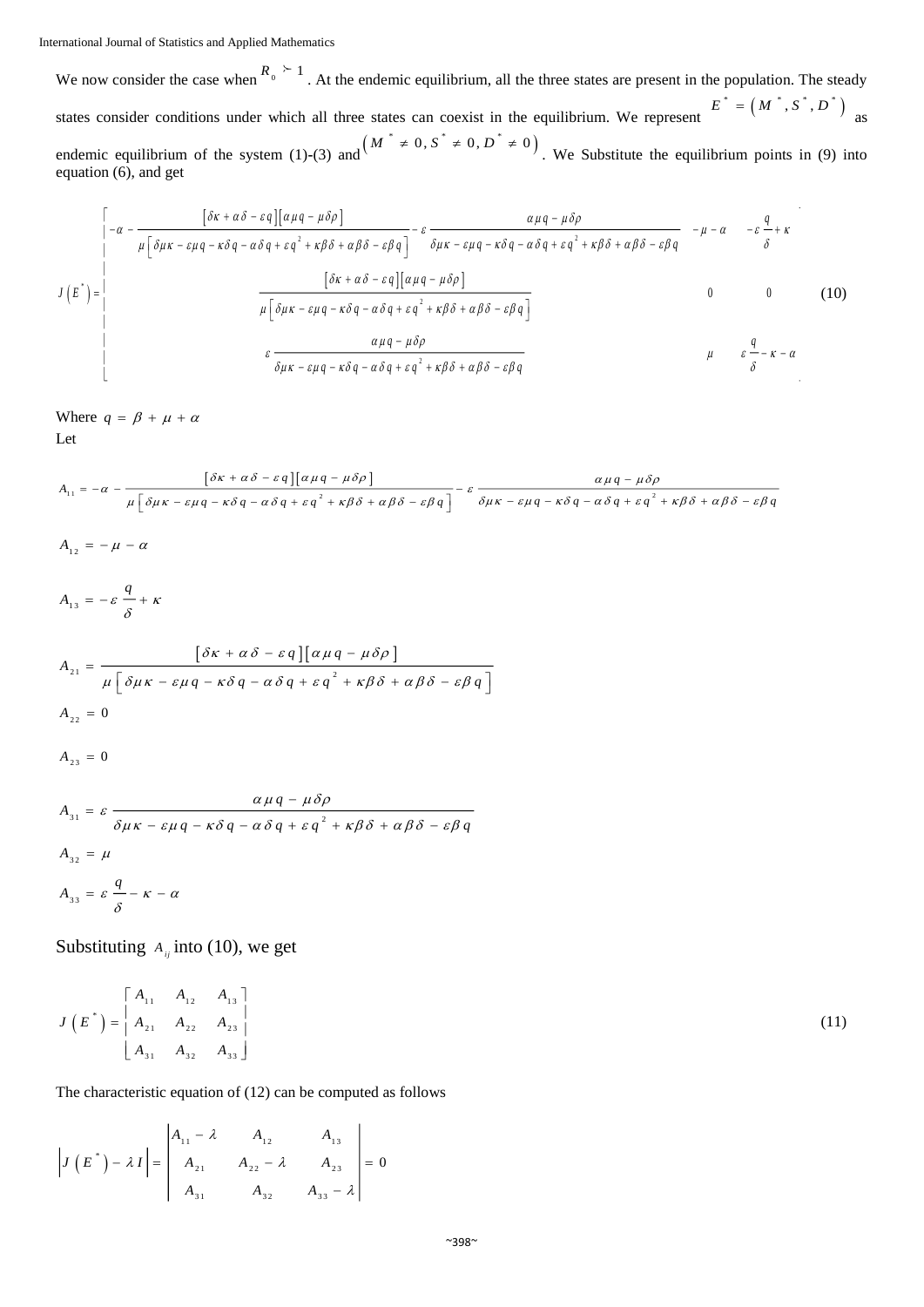We now consider the case when $R_0 \succ 1$. At the endemic equilibrium, all the three states are present in the population. The steady states consider conditions under which all three states can coexist in the equilibrium. We represent $E^* = \left(M^*, S^*, D^*\right)$ as endemic equilibrium of the system (1)-(3) and $\left(M^* \neq 0, S^* \neq 0, D^* \neq 0\right)$. We Substitute the equilibrium points in (9) into equation (6), and get

$$J\left(E^*\right) = \begin{bmatrix} -\alpha - \dfrac{\left[\delta\kappa + \alpha\delta - \varepsilon q\right]\left[\alpha\mu q - \mu\delta\rho\right]}{\mu\left[\delta\mu\kappa - \varepsilon\mu q - \kappa\delta q - \alpha\delta q + \varepsilon q^2 + \kappa\beta\delta + \alpha\beta\delta - \varepsilon\beta q\right]} - \varepsilon\dfrac{\alpha\mu q - \mu\delta\rho}{\delta\mu\kappa - \varepsilon\mu q - \kappa\delta q - \alpha\delta q + \varepsilon q^2 + \kappa\beta\delta + \alpha\beta\delta - \varepsilon\beta q} & -\mu - \alpha & -\varepsilon\dfrac{q}{\delta} + \kappa \\ \dfrac{\left[\delta\kappa + \alpha\delta - \varepsilon q\right]\left[\alpha\mu q - \mu\delta\rho\right]}{\mu\left[\delta\mu\kappa - \varepsilon\mu q - \kappa\delta q - \alpha\delta q + \varepsilon q^2 + \kappa\beta\delta + \alpha\beta\delta - \varepsilon\beta q\right]} & 0 & 0 \\ \varepsilon\dfrac{\alpha\mu q - \mu\delta\rho}{\delta\mu\kappa - \varepsilon\mu q - \kappa\delta q - \alpha\delta q + \varepsilon q^2 + \kappa\beta\delta + \alpha\beta\delta - \varepsilon\beta q} & \mu & \varepsilon\dfrac{q}{\delta} - \kappa - \alpha \end{bmatrix} \quad (10)$$

Where $q = \beta + \mu + \alpha$

Let

$$A_{11} = -\alpha - \frac{\left[\delta\kappa + \alpha\delta - \varepsilon q\right]\left[\alpha\mu q - \mu\delta\rho\right]}{\mu\left[\delta\mu\kappa - \varepsilon\mu q - \kappa\delta q - \alpha\delta q + \varepsilon q^2 + \kappa\beta\delta + \alpha\beta\delta - \varepsilon\beta q\right]} - \varepsilon\frac{\alpha\mu q - \mu\delta\rho}{\delta\mu\kappa - \varepsilon\mu q - \kappa\delta q - \alpha\delta q + \varepsilon q^2 + \kappa\beta\delta + \alpha\beta\delta - \varepsilon\beta q}$$

$$A_{12} = -\mu - \alpha$$

$$A_{13} = -\varepsilon\frac{q}{\delta} + \kappa$$

$$A_{21} = \frac{\left[\delta\kappa + \alpha\delta - \varepsilon q\right]\left[\alpha\mu q - \mu\delta\rho\right]}{\mu\left[\delta\mu\kappa - \varepsilon\mu q - \kappa\delta q - \alpha\delta q + \varepsilon q^2 + \kappa\beta\delta + \alpha\beta\delta - \varepsilon\beta q\right]}$$

$$A_{22} = 0$$

$$A_{23} = 0$$

$$A_{31} = \varepsilon\frac{\alpha\mu q - \mu\delta\rho}{\delta\mu\kappa - \varepsilon\mu q - \kappa\delta q - \alpha\delta q + \varepsilon q^2 + \kappa\beta\delta + \alpha\beta\delta - \varepsilon\beta q}$$

$$A_{32} = \mu$$

$$A_{33} = \varepsilon\frac{q}{\delta} - \kappa - \alpha$$

Substituting $A_{ij}$ into (10), we get

$$J\left(E^*\right) = \begin{bmatrix} A_{11} & A_{12} & A_{13} \\ A_{21} & A_{22} & A_{23} \\ A_{31} & A_{32} & A_{33} \end{bmatrix} \quad (11)$$

The characteristic equation of (12) can be computed as follows

$$\left|J\left(E^*\right) - \lambda I\right| = \begin{vmatrix} A_{11} - \lambda & A_{12} & A_{13} \\ A_{21} & A_{22} - \lambda & A_{23} \\ A_{31} & A_{32} & A_{33} - \lambda \end{vmatrix} = 0$$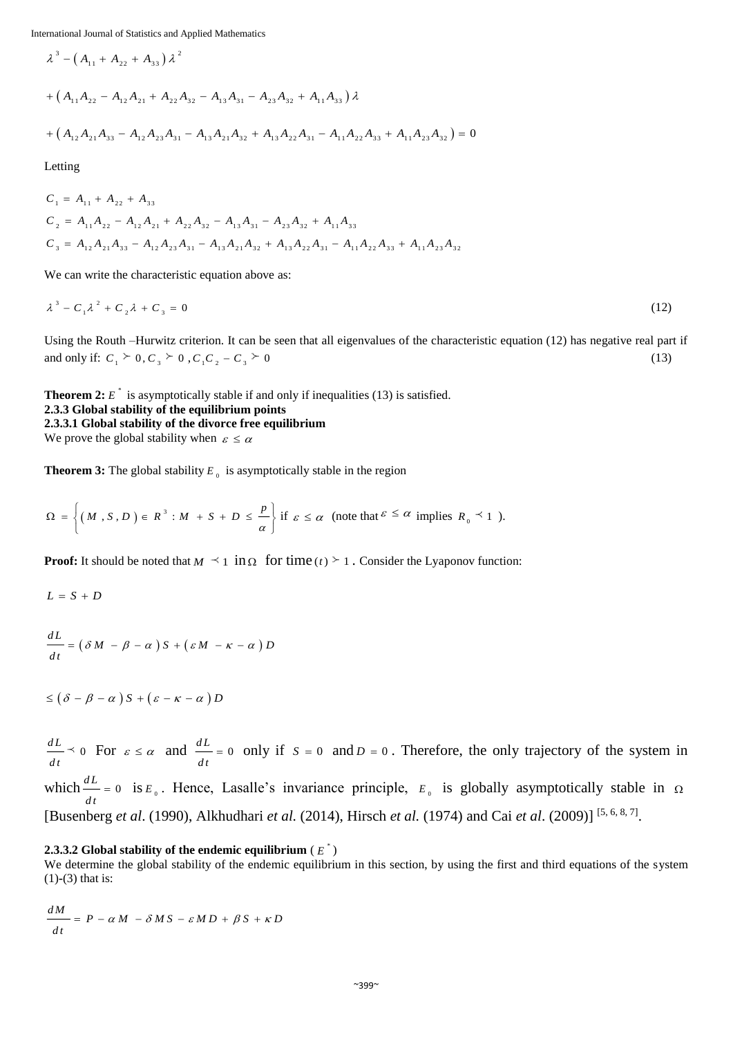$$\lambda^3 - (A_{11} + A_{22} + A_{33})\lambda^2$$

$$+ (A_{11}A_{22} - A_{12}A_{21} + A_{22}A_{32} - A_{13}A_{31} - A_{23}A_{32} + A_{11}A_{33})\lambda$$

$$+ (A_{12}A_{21}A_{33} - A_{12}A_{23}A_{31} - A_{13}A_{21}A_{32} + A_{13}A_{22}A_{31} - A_{11}A_{22}A_{33} + A_{11}A_{23}A_{32}) = 0$$

Letting

$$C_1 = A_{11} + A_{22} + A_{33}$$
$$C_2 = A_{11}A_{22} - A_{12}A_{21} + A_{22}A_{32} - A_{13}A_{31} - A_{23}A_{32} + A_{11}A_{33}$$
$$C_3 = A_{12}A_{21}A_{33} - A_{12}A_{23}A_{31} - A_{13}A_{21}A_{32} + A_{13}A_{22}A_{31} - A_{11}A_{22}A_{33} + A_{11}A_{23}A_{32}$$

We can write the characteristic equation above as:

$$\lambda^3 - C_1\lambda^2 + C_2\lambda + C_3 = 0 \tag{12}$$

Using the Routh –Hurwitz criterion. It can be seen that all eigenvalues of the characteristic equation (12) has negative real part if and only if: $C_1 \succ 0, C_3 \succ 0, C_1C_2 - C_3 \succ 0$ (13)

**Theorem 2:** $E^*$ is asymptotically stable if and only if inequalities (13) is satisfied.

### 2.3.3 Global stability of the equilibrium points

#### 2.3.3.1 Global stability of the divorce free equilibrium

We prove the global stability when $\varepsilon \le \alpha$

**Theorem 3:** The global stability $E_0$ is asymptotically stable in the region

$$\Omega = \left\{ (M, S, D) \in R^3 : M + S + D \le \frac{p}{\alpha} \right\} \text{ if } \varepsilon \le \alpha \text{ (note that } \varepsilon \le \alpha \text{ implies } R_0 \prec 1 \text{).}$$

**Proof:** It should be noted that $M \prec 1$ in $\Omega$ for time $(t) \succ 1$. Consider the Lyaponov function:

$$L = S + D$$

$$\frac{dL}{dt} = (\delta M - \beta - \alpha)S + (\varepsilon M - \kappa - \alpha)D$$

$$\le (\delta - \beta - \alpha)S + (\varepsilon - \kappa - \alpha)D$$

$\frac{dL}{dt} \prec 0$ For $\varepsilon \le \alpha$ and $\frac{dL}{dt} = 0$ only if $S = 0$ and $D = 0$. Therefore, the only trajectory of the system in which $\frac{dL}{dt} = 0$ is $E_0$. Hence, Lasalle's invariance principle, $E_0$ is globally asymptotically stable in $\Omega$ [Busenberg *et al*. (1990), Alkhudhari *et al.* (2014), Hirsch *et al.* (1974) and Cai *et al*. (2009)] [5, 6, 8, 7].

#### 2.3.3.2 Global stability of the endemic equilibrium ($E^*$)

We determine the global stability of the endemic equilibrium in this section, by using the first and third equations of the system (1)-(3) that is:

$$\frac{dM}{dt} = P - \alpha M - \delta MS - \varepsilon MD + \beta S + \kappa D$$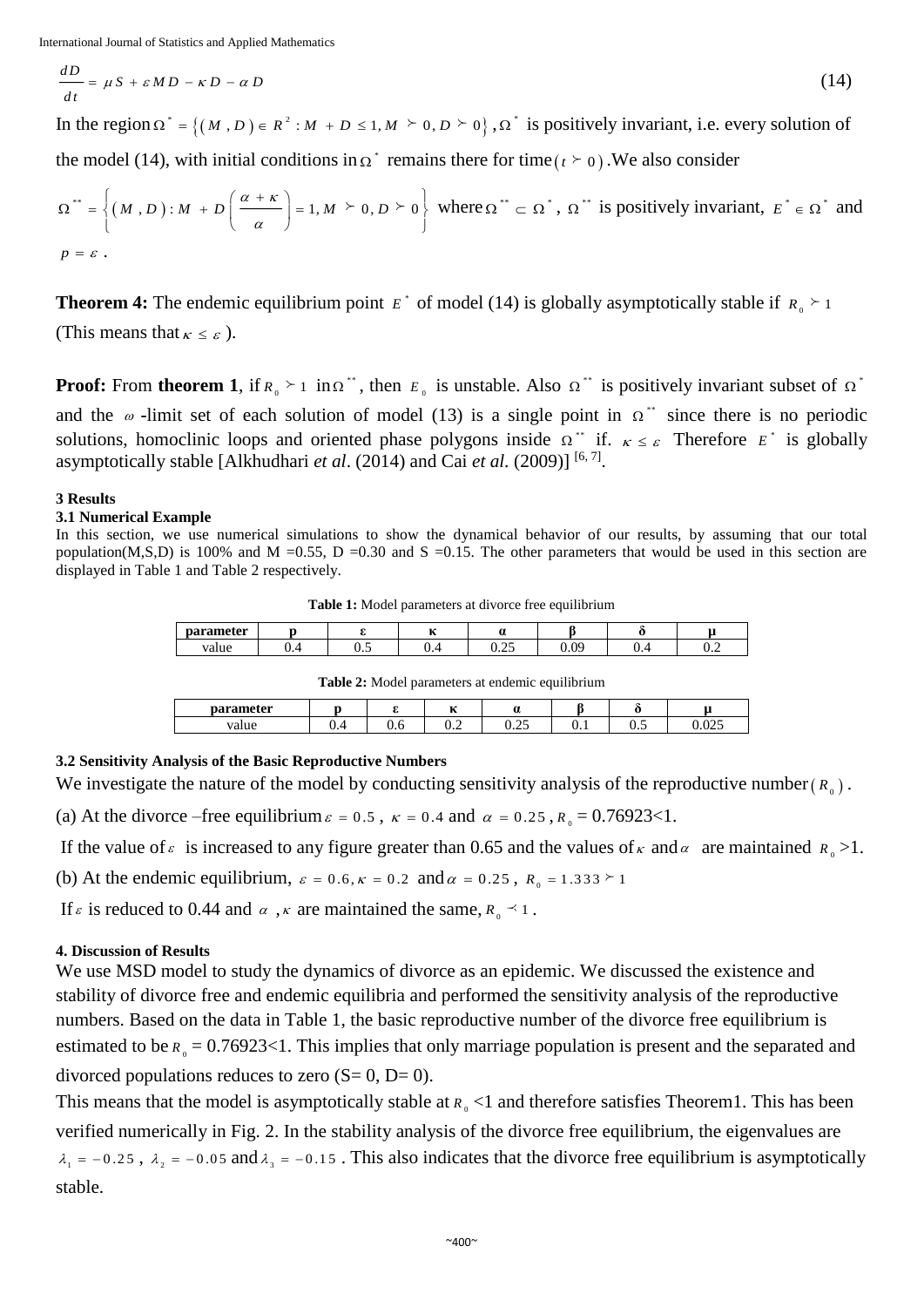$$\frac{dD}{dt} = \mu S + \varepsilon MD - \kappa D - \alpha D \tag{14}$$

In the region $\Omega^* = \{(M, D) \in R^2 : M + D \leq 1, M \succ 0, D \succ 0\}$, $\Omega^*$ is positively invariant, i.e. every solution of the model (14), with initial conditions in $\Omega^*$ remains there for time $(t \succ 0)$. We also consider

$\Omega^{**} = \left\{(M, D) : M + D\left(\frac{\alpha + \kappa}{\alpha}\right) = 1, M \succ 0, D \succ 0\right\}$ where $\Omega^{**} \subset \Omega^*$, $\Omega^{**}$ is positively invariant, $E^* \in \Omega^*$ and $p = \varepsilon$.

**Theorem 4:** The endemic equilibrium point $E^*$ of model (14) is globally asymptotically stable if $R_0 \succ 1$ (This means that $\kappa \leq \varepsilon$).

**Proof:** From **theorem 1**, if $R_0 \succ 1$ in $\Omega^{**}$, then $E_0$ is unstable. Also $\Omega^{**}$ is positively invariant subset of $\Omega^*$ and the $\omega$-limit set of each solution of model (13) is a single point in $\Omega^{**}$ since there is no periodic solutions, homoclinic loops and oriented phase polygons inside $\Omega^{**}$ if. $\kappa \leq \varepsilon$ Therefore $E^*$ is globally asymptotically stable [Alkhudhari *et al*. (2014) and Cai *et al*. (2009)] [6, 7].

### 3 Results

#### 3.1 Numerical Example

In this section, we use numerical simulations to show the dynamical behavior of our results, by assuming that our total population(M,S,D) is 100% and M =0.55, D =0.30 and S =0.15. The other parameters that would be used in this section are displayed in Table 1 and Table 2 respectively.

**Table 1:** Model parameters at divorce free equilibrium

| parameter | p | ε | κ | α | β | δ | μ |
|---|---|---|---|---|---|---|---|
| value | 0.4 | 0.5 | 0.4 | 0.25 | 0.09 | 0.4 | 0.2 |

**Table 2:** Model parameters at endemic equilibrium

| parameter | p | ε | κ | α | β | δ | μ |
|---|---|---|---|---|---|---|---|
| value | 0.4 | 0.6 | 0.2 | 0.25 | 0.1 | 0.5 | 0.025 |

#### 3.2 Sensitivity Analysis of the Basic Reproductive Numbers

We investigate the nature of the model by conducting sensitivity analysis of the reproductive number $(R_0)$.

(a) At the divorce –free equilibrium $\varepsilon = 0.5$, $\kappa = 0.4$ and $\alpha = 0.25$, $R_0 = 0.76923<1$.

If the value of $\varepsilon$ is increased to any figure greater than 0.65 and the values of $\kappa$ and $\alpha$ are maintained $R_0 >1$.

(b) At the endemic equilibrium, $\varepsilon = 0.6, \kappa = 0.2$ and $\alpha = 0.25$, $R_0 = 1.333 \succ 1$

If $\varepsilon$ is reduced to 0.44 and $\alpha$, $\kappa$ are maintained the same, $R_0 \prec 1$.

### 4. Discussion of Results

We use MSD model to study the dynamics of divorce as an epidemic. We discussed the existence and stability of divorce free and endemic equilibria and performed the sensitivity analysis of the reproductive numbers. Based on the data in Table 1, the basic reproductive number of the divorce free equilibrium is estimated to be $R_0 = 0.76923<1$. This implies that only marriage population is present and the separated and divorced populations reduces to zero (S= 0, D= 0).

This means that the model is asymptotically stable at $R_0$ <1 and therefore satisfies Theorem1. This has been verified numerically in Fig. 2. In the stability analysis of the divorce free equilibrium, the eigenvalues are $\lambda_1 = -0.25$, $\lambda_2 = -0.05$ and $\lambda_3 = -0.15$. This also indicates that the divorce free equilibrium is asymptotically stable.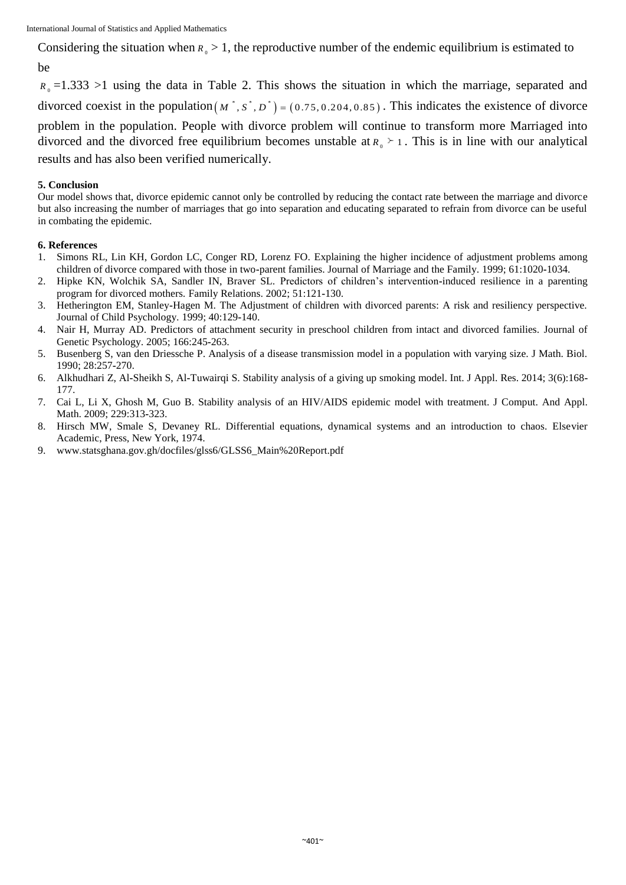Considering the situation when $R_0 > 1$, the reproductive number of the endemic equilibrium is estimated to be

$R_0 = 1.333 > 1$ using the data in Table 2. This shows the situation in which the marriage, separated and divorced coexist in the population $(M^*, S^*, D^*) = (0.75, 0.204, 0.85)$. This indicates the existence of divorce problem in the population. People with divorce problem will continue to transform more Marriaged into divorced and the divorced free equilibrium becomes unstable at $R_0 \succ 1$. This is in line with our analytical results and has also been verified numerically.

## 5. Conclusion

Our model shows that, divorce epidemic cannot only be controlled by reducing the contact rate between the marriage and divorce but also increasing the number of marriages that go into separation and educating separated to refrain from divorce can be useful in combating the epidemic.

## 6. References

1. Simons RL, Lin KH, Gordon LC, Conger RD, Lorenz FO. Explaining the higher incidence of adjustment problems among children of divorce compared with those in two-parent families. Journal of Marriage and the Family. 1999; 61:1020-1034.
2. Hipke KN, Wolchik SA, Sandler IN, Braver SL. Predictors of children's intervention-induced resilience in a parenting program for divorced mothers. Family Relations. 2002; 51:121-130.
3. Hetherington EM, Stanley-Hagen M. The Adjustment of children with divorced parents: A risk and resiliency perspective. Journal of Child Psychology. 1999; 40:129-140.
4. Nair H, Murray AD. Predictors of attachment security in preschool children from intact and divorced families. Journal of Genetic Psychology. 2005; 166:245-263.
5. Busenberg S, van den Driessche P. Analysis of a disease transmission model in a population with varying size. J Math. Biol. 1990; 28:257-270.
6. Alkhudhari Z, Al-Sheikh S, Al-Tuwairqi S. Stability analysis of a giving up smoking model. Int. J Appl. Res. 2014; 3(6):168-177.
7. Cai L, Li X, Ghosh M, Guo B. Stability analysis of an HIV/AIDS epidemic model with treatment. J Comput. And Appl. Math. 2009; 229:313-323.
8. Hirsch MW, Smale S, Devaney RL. Differential equations, dynamical systems and an introduction to chaos. Elsevier Academic, Press, New York, 1974.
9. www.statsghana.gov.gh/docfiles/glss6/GLSS6_Main%20Report.pdf